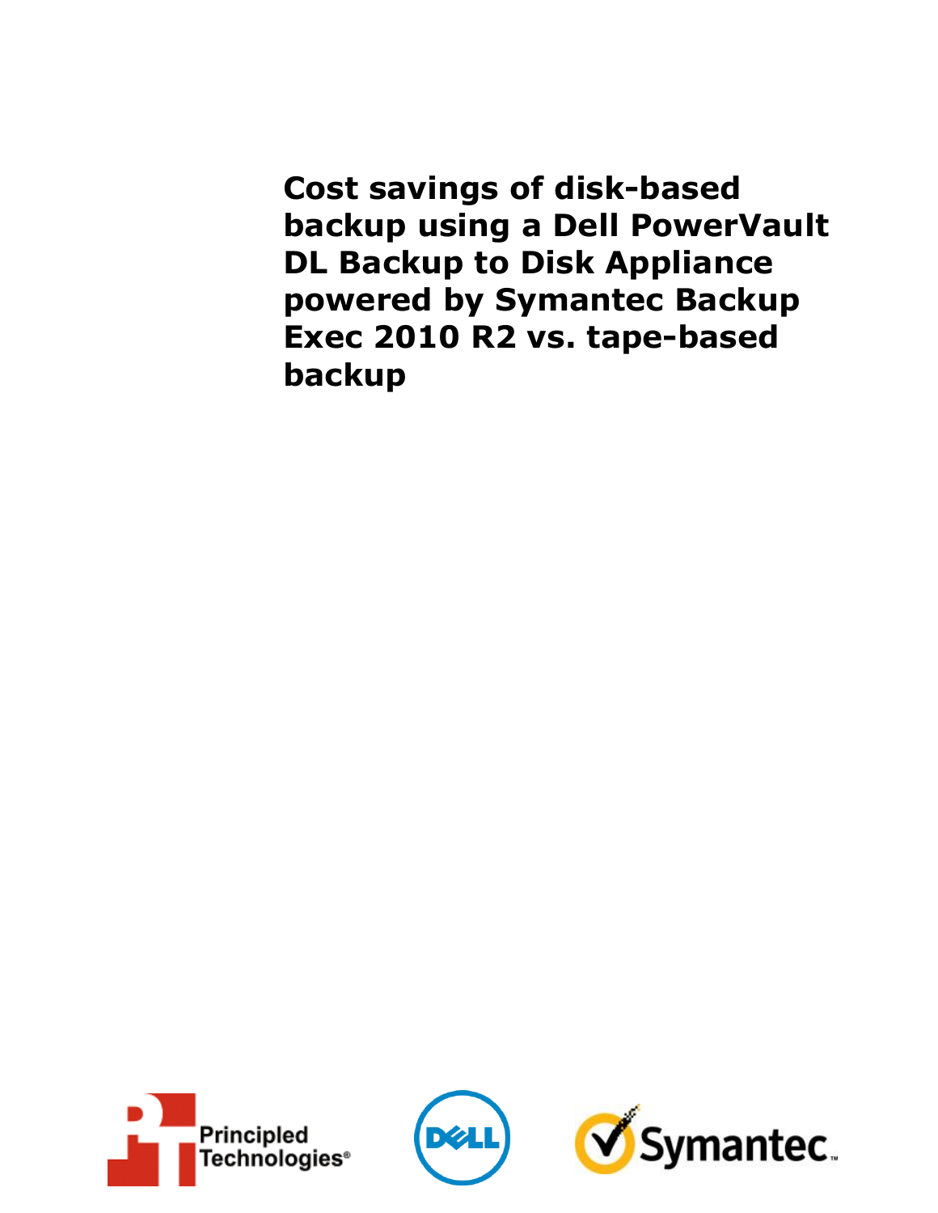# Cost savings of disk-based backup using a Dell PowerVault DL Backup to Disk Appliance powered by Symantec Backup Exec 2010 R2 vs. tape-based backup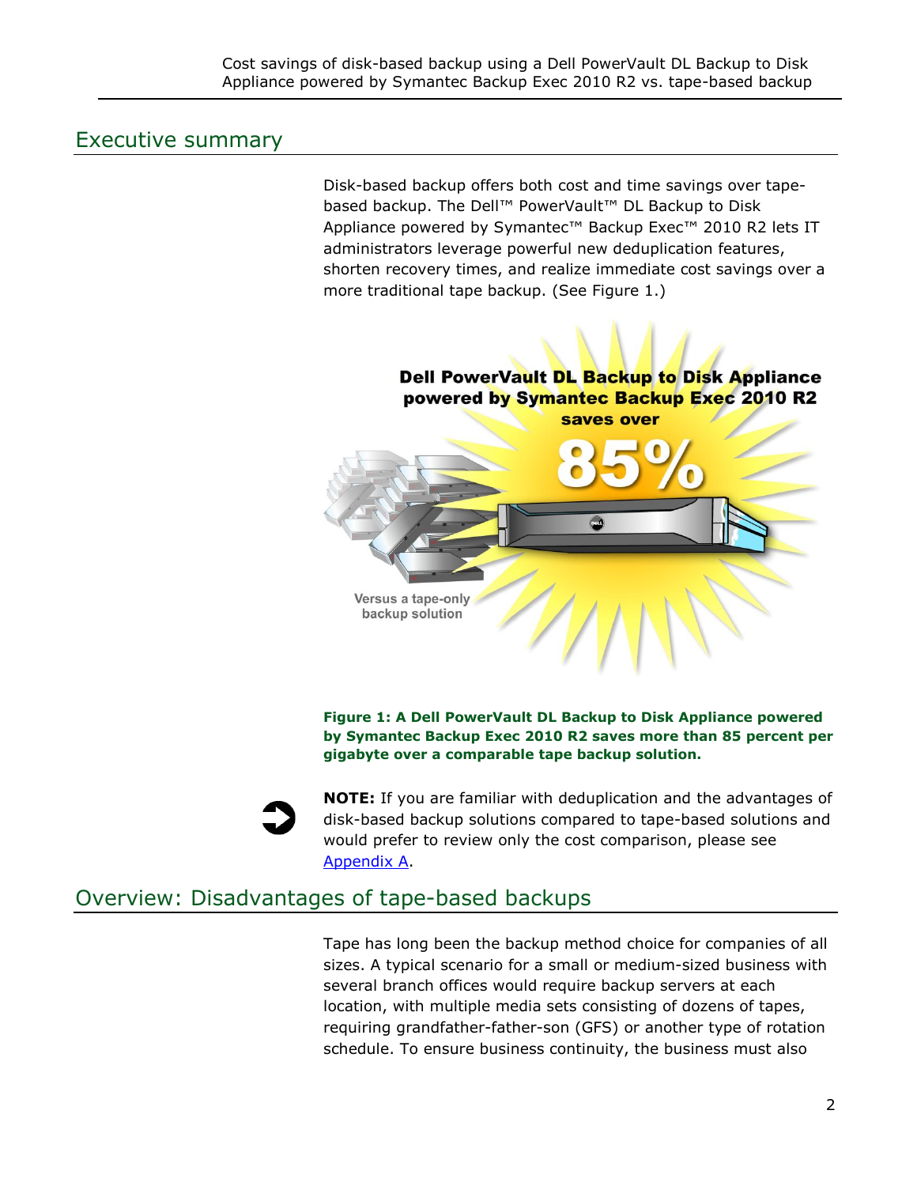## Executive summary

Disk-based backup offers both cost and time savings over tape-based backup. The Dell™ PowerVault™ DL Backup to Disk Appliance powered by Symantec™ Backup Exec™ 2010 R2 lets IT administrators leverage powerful new deduplication features, shorten recovery times, and realize immediate cost savings over a more traditional tape backup. (See Figure 1.)

**Figure 1: A Dell PowerVault DL Backup to Disk Appliance powered by Symantec Backup Exec 2010 R2 saves more than 85 percent per gigabyte over a comparable tape backup solution.**

**NOTE:** If you are familiar with deduplication and the advantages of disk-based backup solutions compared to tape-based solutions and would prefer to review only the cost comparison, please see Appendix A.

## Overview: Disadvantages of tape-based backups

Tape has long been the backup method choice for companies of all sizes. A typical scenario for a small or medium-sized business with several branch offices would require backup servers at each location, with multiple media sets consisting of dozens of tapes, requiring grandfather-father-son (GFS) or another type of rotation schedule. To ensure business continuity, the business must also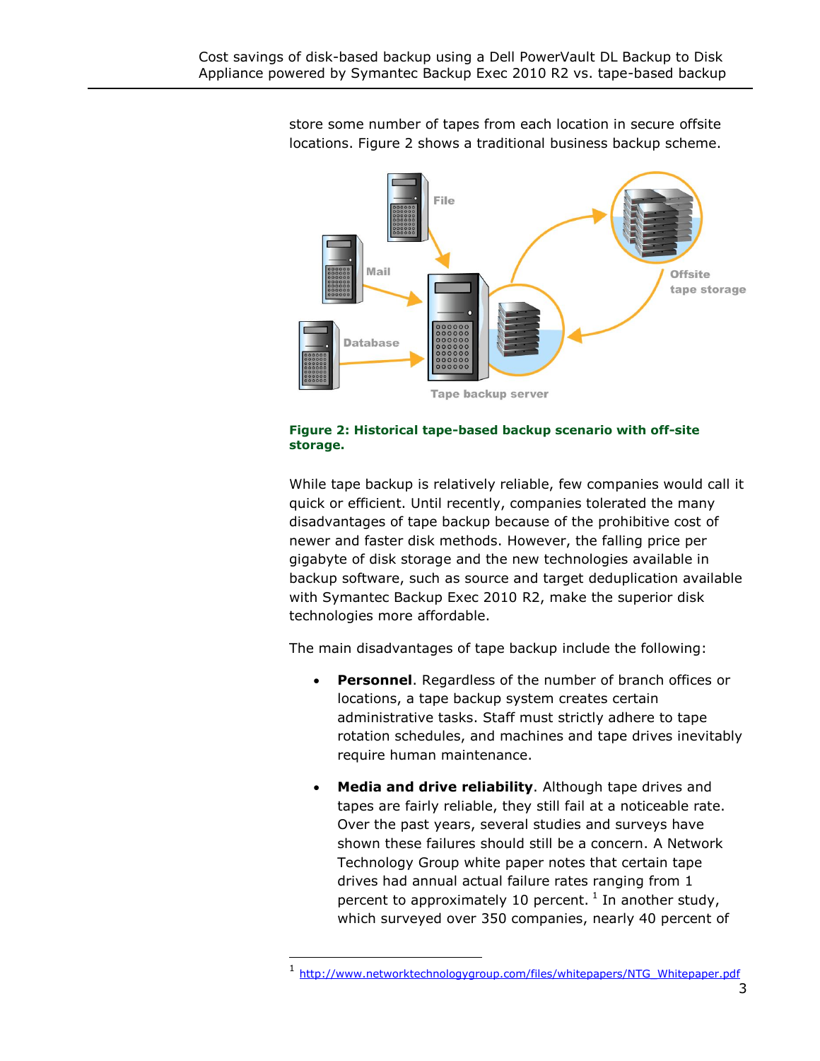store some number of tapes from each location in secure offsite locations. Figure 2 shows a traditional business backup scheme.

**Figure 2: Historical tape-based backup scenario with off-site storage.**

While tape backup is relatively reliable, few companies would call it quick or efficient. Until recently, companies tolerated the many disadvantages of tape backup because of the prohibitive cost of newer and faster disk methods. However, the falling price per gigabyte of disk storage and the new technologies available in backup software, such as source and target deduplication available with Symantec Backup Exec 2010 R2, make the superior disk technologies more affordable.

The main disadvantages of tape backup include the following:

- **Personnel**. Regardless of the number of branch offices or locations, a tape backup system creates certain administrative tasks. Staff must strictly adhere to tape rotation schedules, and machines and tape drives inevitably require human maintenance.

- **Media and drive reliability**. Although tape drives and tapes are fairly reliable, they still fail at a noticeable rate. Over the past years, several studies and surveys have shown these failures should still be a concern. A Network Technology Group white paper notes that certain tape drives had annual actual failure rates ranging from 1 percent to approximately 10 percent. [1] In another study, which surveyed over 350 companies, nearly 40 percent of

[1] http://www.networktechnologygroup.com/files/whitepapers/NTG_Whitepaper.pdf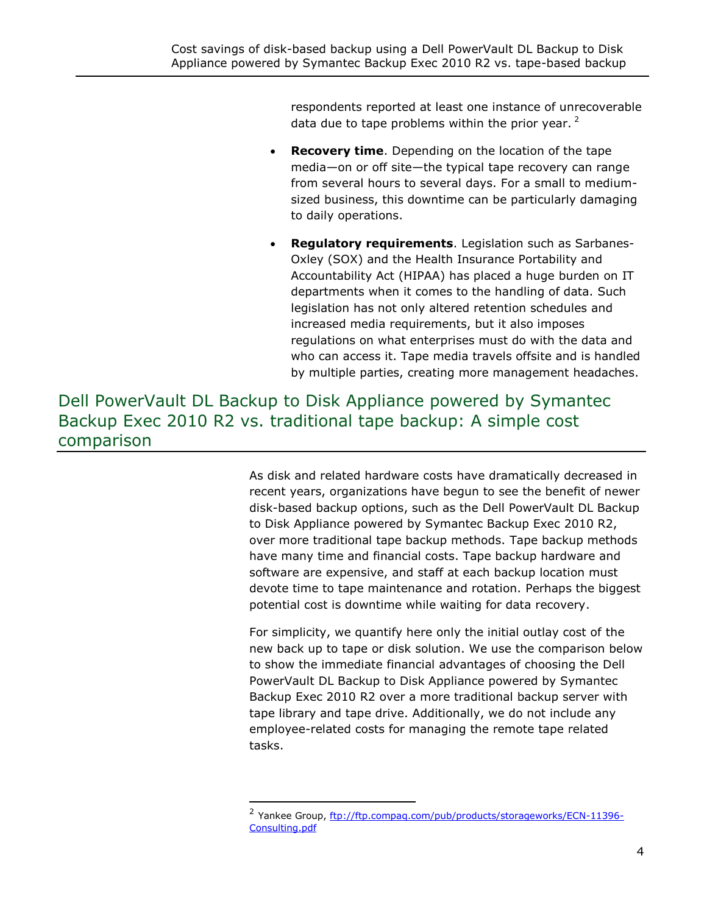respondents reported at least one instance of unrecoverable data due to tape problems within the prior year. [2]

- **Recovery time**. Depending on the location of the tape media—on or off site—the typical tape recovery can range from several hours to several days. For a small to medium-sized business, this downtime can be particularly damaging to daily operations.
- **Regulatory requirements**. Legislation such as Sarbanes-Oxley (SOX) and the Health Insurance Portability and Accountability Act (HIPAA) has placed a huge burden on IT departments when it comes to the handling of data. Such legislation has not only altered retention schedules and increased media requirements, but it also imposes regulations on what enterprises must do with the data and who can access it. Tape media travels offsite and is handled by multiple parties, creating more management headaches.

## Dell PowerVault DL Backup to Disk Appliance powered by Symantec Backup Exec 2010 R2 vs. traditional tape backup: A simple cost comparison

As disk and related hardware costs have dramatically decreased in recent years, organizations have begun to see the benefit of newer disk-based backup options, such as the Dell PowerVault DL Backup to Disk Appliance powered by Symantec Backup Exec 2010 R2, over more traditional tape backup methods. Tape backup methods have many time and financial costs. Tape backup hardware and software are expensive, and staff at each backup location must devote time to tape maintenance and rotation. Perhaps the biggest potential cost is downtime while waiting for data recovery.

For simplicity, we quantify here only the initial outlay cost of the new back up to tape or disk solution. We use the comparison below to show the immediate financial advantages of choosing the Dell PowerVault DL Backup to Disk Appliance powered by Symantec Backup Exec 2010 R2 over a more traditional backup server with tape library and tape drive. Additionally, we do not include any employee-related costs for managing the remote tape related tasks.

[2] Yankee Group, ftp://ftp.compaq.com/pub/products/storageworks/ECN-11396-Consulting.pdf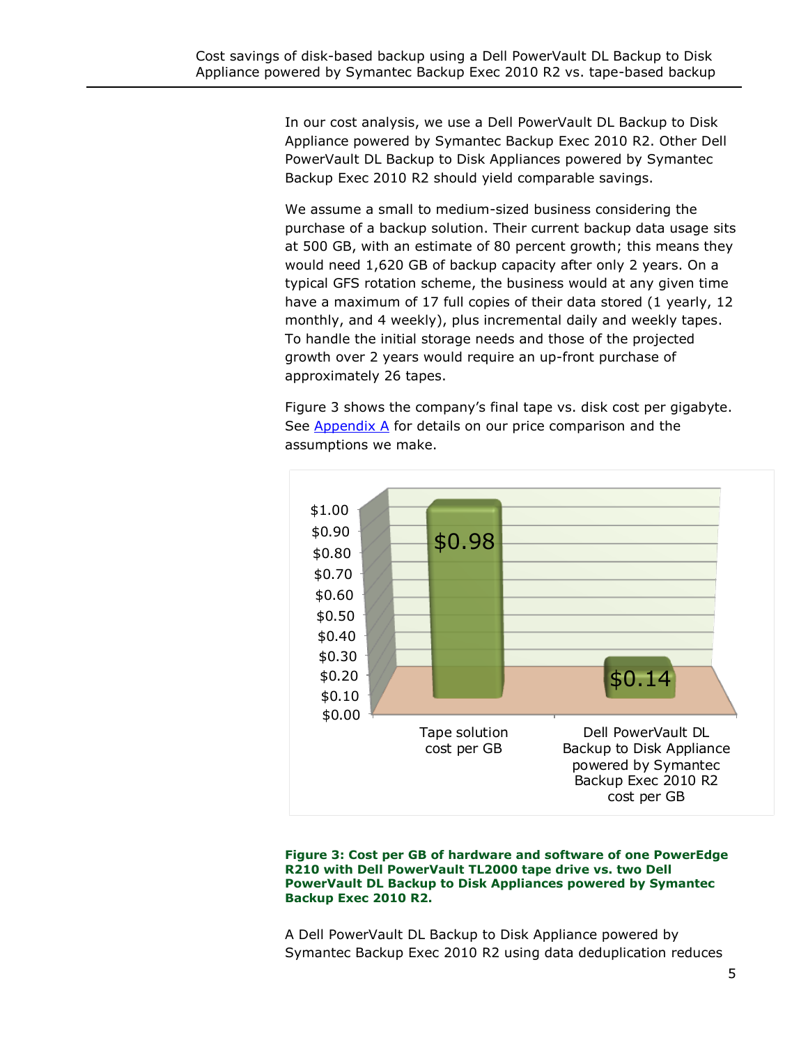In our cost analysis, we use a Dell PowerVault DL Backup to Disk Appliance powered by Symantec Backup Exec 2010 R2. Other Dell PowerVault DL Backup to Disk Appliances powered by Symantec Backup Exec 2010 R2 should yield comparable savings.

We assume a small to medium-sized business considering the purchase of a backup solution. Their current backup data usage sits at 500 GB, with an estimate of 80 percent growth; this means they would need 1,620 GB of backup capacity after only 2 years. On a typical GFS rotation scheme, the business would at any given time have a maximum of 17 full copies of their data stored (1 yearly, 12 monthly, and 4 weekly), plus incremental daily and weekly tapes. To handle the initial storage needs and those of the projected growth over 2 years would require an up-front purchase of approximately 26 tapes.

Figure 3 shows the company's final tape vs. disk cost per gigabyte. See [Appendix A](#) for details on our price comparison and the assumptions we make.

| | Cost per GB |
|---|---|
| Tape solution cost per GB | $0.98 |
| Dell PowerVault DL Backup to Disk Appliance powered by Symantec Backup Exec 2010 R2 cost per GB | $0.14 |

**Figure 3: Cost per GB of hardware and software of one PowerEdge R210 with Dell PowerVault TL2000 tape drive vs. two Dell PowerVault DL Backup to Disk Appliances powered by Symantec Backup Exec 2010 R2.**

A Dell PowerVault DL Backup to Disk Appliance powered by Symantec Backup Exec 2010 R2 using data deduplication reduces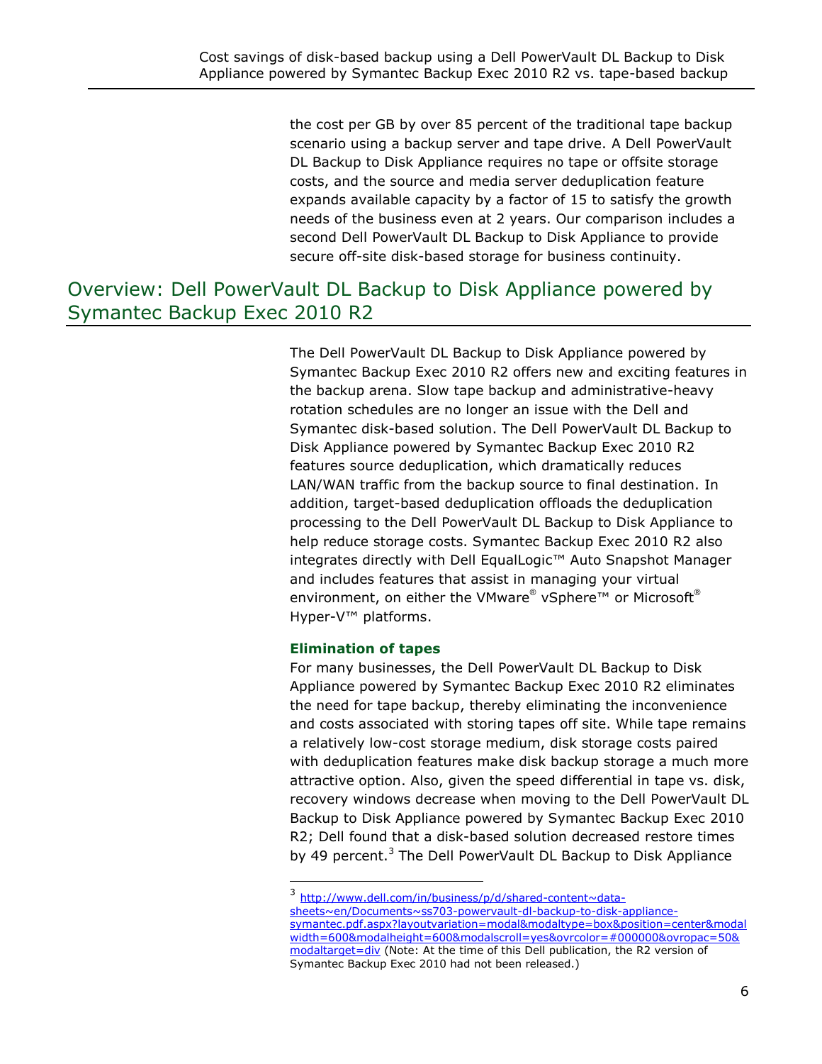the cost per GB by over 85 percent of the traditional tape backup scenario using a backup server and tape drive. A Dell PowerVault DL Backup to Disk Appliance requires no tape or offsite storage costs, and the source and media server deduplication feature expands available capacity by a factor of 15 to satisfy the growth needs of the business even at 2 years. Our comparison includes a second Dell PowerVault DL Backup to Disk Appliance to provide secure off-site disk-based storage for business continuity.

## Overview: Dell PowerVault DL Backup to Disk Appliance powered by Symantec Backup Exec 2010 R2

The Dell PowerVault DL Backup to Disk Appliance powered by Symantec Backup Exec 2010 R2 offers new and exciting features in the backup arena. Slow tape backup and administrative-heavy rotation schedules are no longer an issue with the Dell and Symantec disk-based solution. The Dell PowerVault DL Backup to Disk Appliance powered by Symantec Backup Exec 2010 R2 features source deduplication, which dramatically reduces LAN/WAN traffic from the backup source to final destination. In addition, target-based deduplication offloads the deduplication processing to the Dell PowerVault DL Backup to Disk Appliance to help reduce storage costs. Symantec Backup Exec 2010 R2 also integrates directly with Dell EqualLogic™ Auto Snapshot Manager and includes features that assist in managing your virtual environment, on either the VMware® vSphere™ or Microsoft® Hyper-V™ platforms.

### Elimination of tapes

For many businesses, the Dell PowerVault DL Backup to Disk Appliance powered by Symantec Backup Exec 2010 R2 eliminates the need for tape backup, thereby eliminating the inconvenience and costs associated with storing tapes off site. While tape remains a relatively low-cost storage medium, disk storage costs paired with deduplication features make disk backup storage a much more attractive option. Also, given the speed differential in tape vs. disk, recovery windows decrease when moving to the Dell PowerVault DL Backup to Disk Appliance powered by Symantec Backup Exec 2010 R2; Dell found that a disk-based solution decreased restore times by 49 percent.[3] The Dell PowerVault DL Backup to Disk Appliance

[3] http://www.dell.com/in/business/p/d/shared-content~data-sheets~en/Documents~ss703-powervault-dl-backup-to-disk-appliance-symantec.pdf.aspx?layoutvariation=modal&modaltype=box&position=center&modalwidth=600&modalheight=600&modalscroll=yes&ovrcolor=#000000&ovropac=50&modaltarget=div (Note: At the time of this Dell publication, the R2 version of Symantec Backup Exec 2010 had not been released.)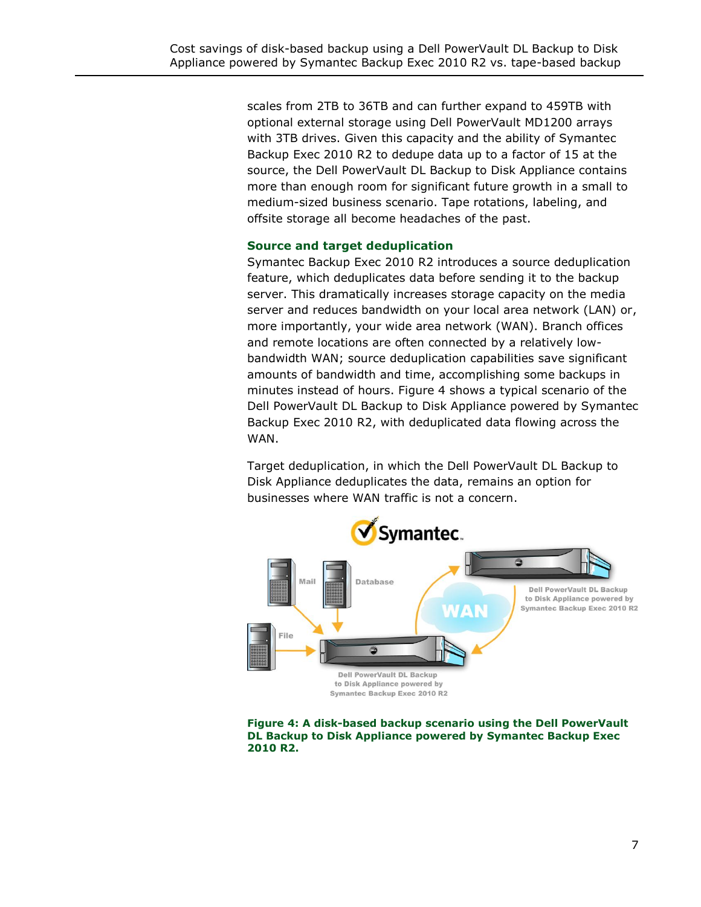scales from 2TB to 36TB and can further expand to 459TB with optional external storage using Dell PowerVault MD1200 arrays with 3TB drives. Given this capacity and the ability of Symantec Backup Exec 2010 R2 to dedupe data up to a factor of 15 at the source, the Dell PowerVault DL Backup to Disk Appliance contains more than enough room for significant future growth in a small to medium-sized business scenario. Tape rotations, labeling, and offsite storage all become headaches of the past.

### Source and target deduplication

Symantec Backup Exec 2010 R2 introduces a source deduplication feature, which deduplicates data before sending it to the backup server. This dramatically increases storage capacity on the media server and reduces bandwidth on your local area network (LAN) or, more importantly, your wide area network (WAN). Branch offices and remote locations are often connected by a relatively low-bandwidth WAN; source deduplication capabilities save significant amounts of bandwidth and time, accomplishing some backups in minutes instead of hours. Figure 4 shows a typical scenario of the Dell PowerVault DL Backup to Disk Appliance powered by Symantec Backup Exec 2010 R2, with deduplicated data flowing across the WAN.

Target deduplication, in which the Dell PowerVault DL Backup to Disk Appliance deduplicates the data, remains an option for businesses where WAN traffic is not a concern.

**Figure 4: A disk-based backup scenario using the Dell PowerVault DL Backup to Disk Appliance powered by Symantec Backup Exec 2010 R2.**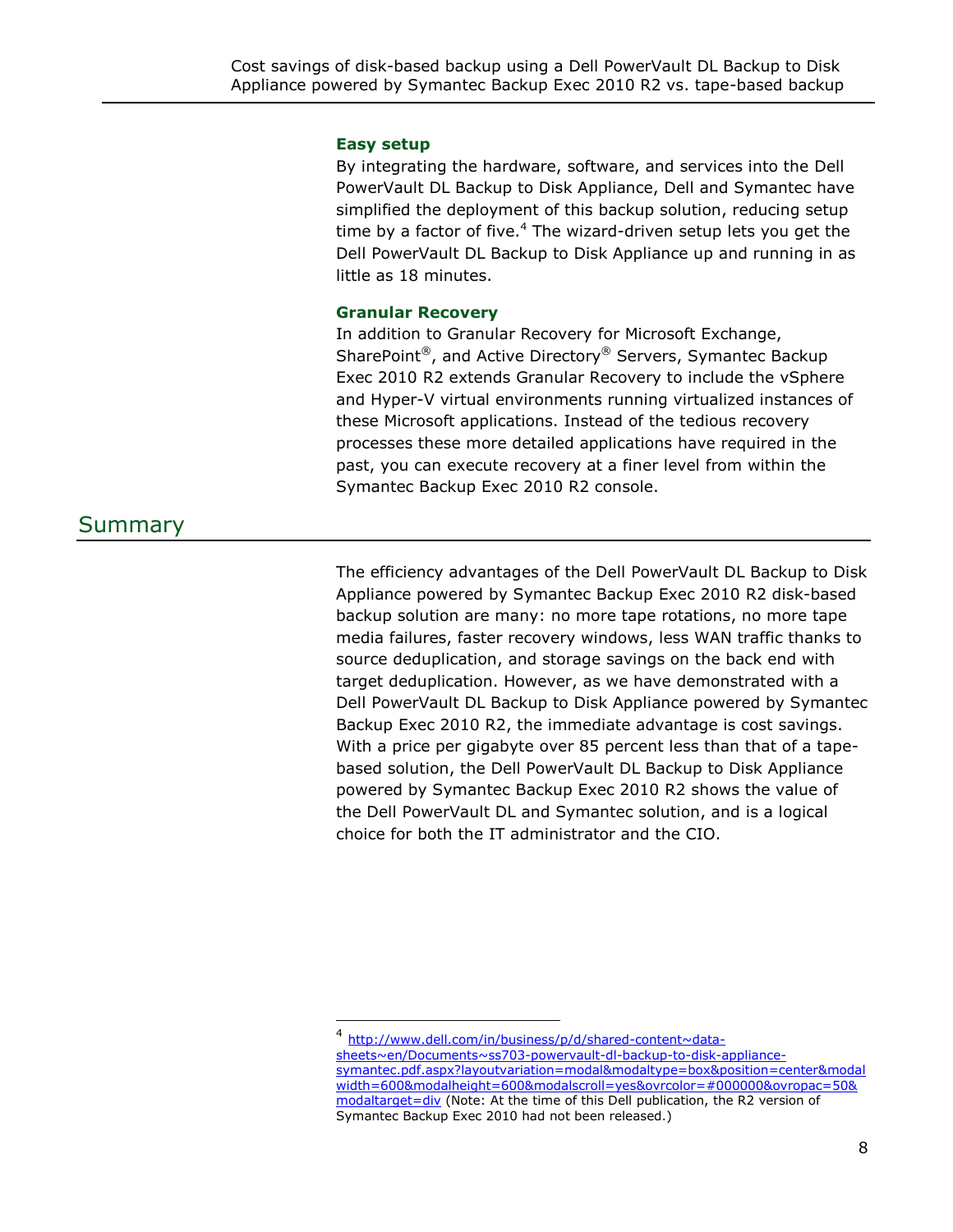### Easy setup

By integrating the hardware, software, and services into the Dell PowerVault DL Backup to Disk Appliance, Dell and Symantec have simplified the deployment of this backup solution, reducing setup time by a factor of five.[4] The wizard-driven setup lets you get the Dell PowerVault DL Backup to Disk Appliance up and running in as little as 18 minutes.

### Granular Recovery

In addition to Granular Recovery for Microsoft Exchange, SharePoint®, and Active Directory® Servers, Symantec Backup Exec 2010 R2 extends Granular Recovery to include the vSphere and Hyper-V virtual environments running virtualized instances of these Microsoft applications. Instead of the tedious recovery processes these more detailed applications have required in the past, you can execute recovery at a finer level from within the Symantec Backup Exec 2010 R2 console.

## Summary

The efficiency advantages of the Dell PowerVault DL Backup to Disk Appliance powered by Symantec Backup Exec 2010 R2 disk-based backup solution are many: no more tape rotations, no more tape media failures, faster recovery windows, less WAN traffic thanks to source deduplication, and storage savings on the back end with target deduplication. However, as we have demonstrated with a Dell PowerVault DL Backup to Disk Appliance powered by Symantec Backup Exec 2010 R2, the immediate advantage is cost savings. With a price per gigabyte over 85 percent less than that of a tape-based solution, the Dell PowerVault DL Backup to Disk Appliance powered by Symantec Backup Exec 2010 R2 shows the value of the Dell PowerVault DL and Symantec solution, and is a logical choice for both the IT administrator and the CIO.

---

[4] http://www.dell.com/in/business/p/d/shared-content~data-sheets~en/Documents~ss703-powervault-dl-backup-to-disk-appliance-symantec.pdf.aspx?layoutvariation=modal&modaltype=box&position=center&modalwidth=600&modalheight=600&modalscroll=yes&ovrcolor=#000000&ovropac=50&modaltarget=div (Note: At the time of this Dell publication, the R2 version of Symantec Backup Exec 2010 had not been released.)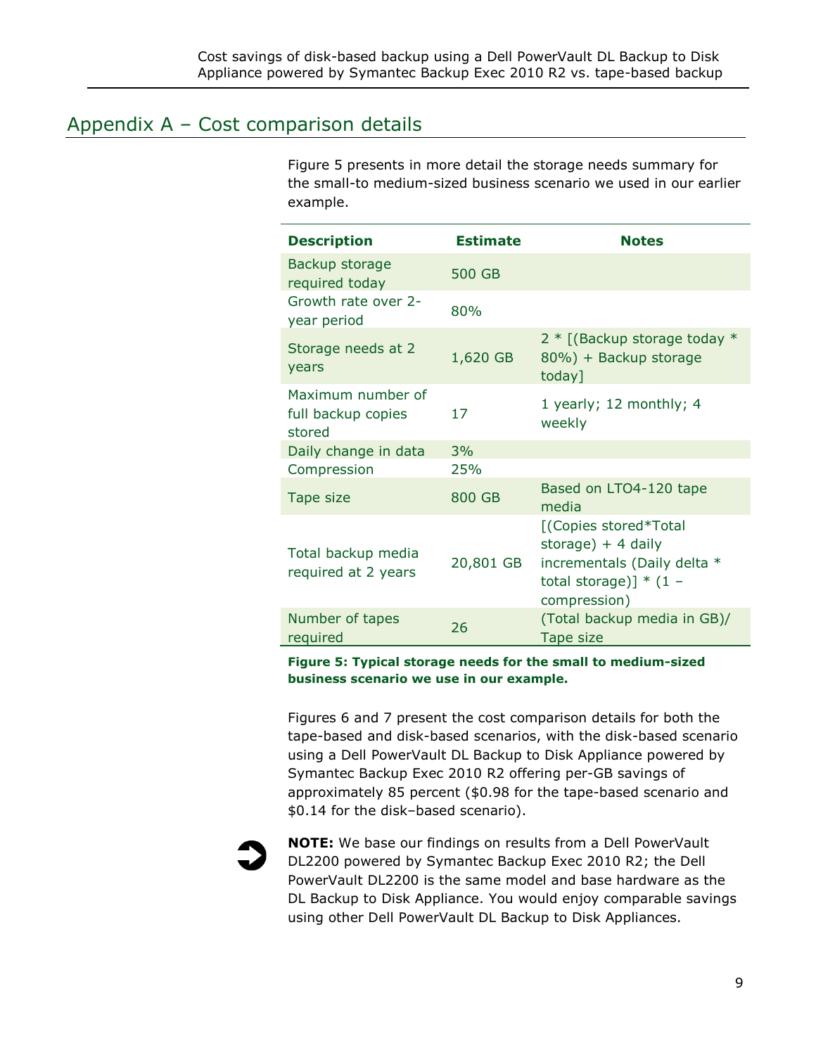## Appendix A – Cost comparison details

Figure 5 presents in more detail the storage needs summary for the small-to medium-sized business scenario we used in our earlier example.

| Description | Estimate | Notes |
| --- | --- | --- |
| Backup storage required today | 500 GB | |
| Growth rate over 2-year period | 80% | |
| Storage needs at 2 years | 1,620 GB | 2 * [(Backup storage today * 80%) + Backup storage today] |
| Maximum number of full backup copies stored | 17 | 1 yearly; 12 monthly; 4 weekly |
| Daily change in data | 3% | |
| Compression | 25% | |
| Tape size | 800 GB | Based on LTO4-120 tape media |
| Total backup media required at 2 years | 20,801 GB | [(Copies stored*Total storage) + 4 daily incrementals (Daily delta * total storage)] * (1 – compression) |
| Number of tapes required | 26 | (Total backup media in GB)/ Tape size |

**Figure 5: Typical storage needs for the small to medium-sized business scenario we use in our example.**

Figures 6 and 7 present the cost comparison details for both the tape-based and disk-based scenarios, with the disk-based scenario using a Dell PowerVault DL Backup to Disk Appliance powered by Symantec Backup Exec 2010 R2 offering per-GB savings of approximately 85 percent ($0.98 for the tape-based scenario and $0.14 for the disk–based scenario).

**NOTE:** We base our findings on results from a Dell PowerVault DL2200 powered by Symantec Backup Exec 2010 R2; the Dell PowerVault DL2200 is the same model and base hardware as the DL Backup to Disk Appliance. You would enjoy comparable savings using other Dell PowerVault DL Backup to Disk Appliances.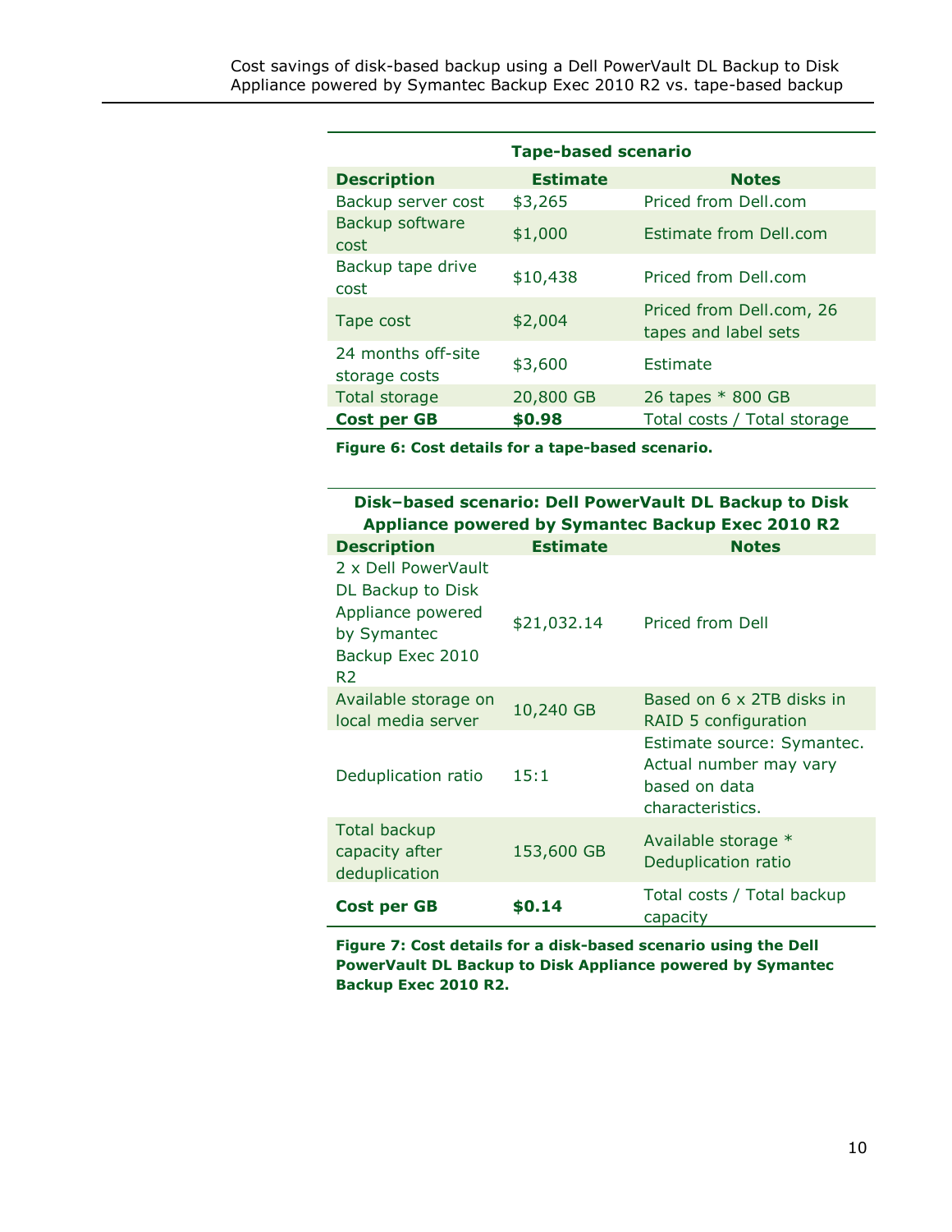| Tape-based scenario | | |
|---|---|---|
| **Description** | **Estimate** | **Notes** |
| Backup server cost | $3,265 | Priced from Dell.com |
| Backup software cost | $1,000 | Estimate from Dell.com |
| Backup tape drive cost | $10,438 | Priced from Dell.com |
| Tape cost | $2,004 | Priced from Dell.com, 26 tapes and label sets |
| 24 months off-site storage costs | $3,600 | Estimate |
| Total storage | 20,800 GB | 26 tapes * 800 GB |
| **Cost per GB** | **$0.98** | Total costs / Total storage |

**Figure 6: Cost details for a tape-based scenario.**

| Disk–based scenario: Dell PowerVault DL Backup to Disk Appliance powered by Symantec Backup Exec 2010 R2 | | |
|---|---|---|
| **Description** | **Estimate** | **Notes** |
| 2 x Dell PowerVault DL Backup to Disk Appliance powered by Symantec Backup Exec 2010 R2 | $21,032.14 | Priced from Dell |
| Available storage on local media server | 10,240 GB | Based on 6 x 2TB disks in RAID 5 configuration |
| Deduplication ratio | 15:1 | Estimate source: Symantec. Actual number may vary based on data characteristics. |
| Total backup capacity after deduplication | 153,600 GB | Available storage * Deduplication ratio |
| **Cost per GB** | **$0.14** | Total costs / Total backup capacity |

**Figure 7: Cost details for a disk-based scenario using the Dell PowerVault DL Backup to Disk Appliance powered by Symantec Backup Exec 2010 R2.**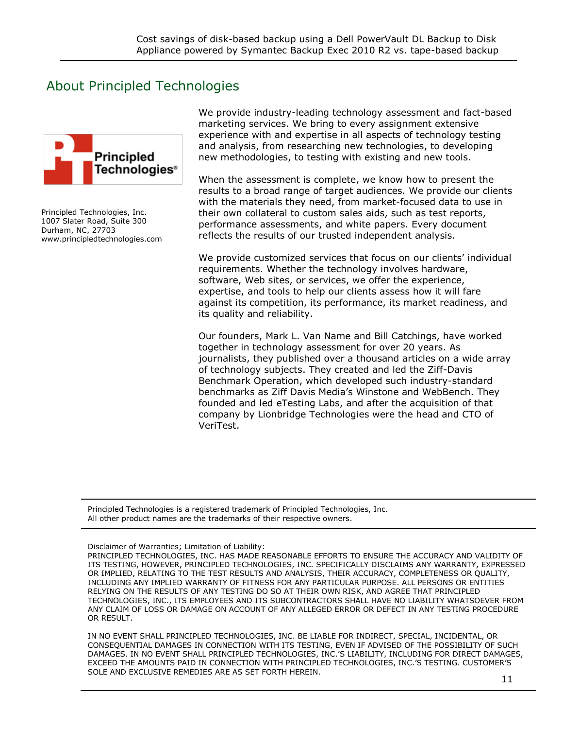## About Principled Technologies

Principled Technologies, Inc.
1007 Slater Road, Suite 300
Durham, NC, 27703
www.principledtechnologies.com

We provide industry-leading technology assessment and fact-based marketing services. We bring to every assignment extensive experience with and expertise in all aspects of technology testing and analysis, from researching new technologies, to developing new methodologies, to testing with existing and new tools.

When the assessment is complete, we know how to present the results to a broad range of target audiences. We provide our clients with the materials they need, from market-focused data to use in their own collateral to custom sales aids, such as test reports, performance assessments, and white papers. Every document reflects the results of our trusted independent analysis.

We provide customized services that focus on our clients' individual requirements. Whether the technology involves hardware, software, Web sites, or services, we offer the experience, expertise, and tools to help our clients assess how it will fare against its competition, its performance, its market readiness, and its quality and reliability.

Our founders, Mark L. Van Name and Bill Catchings, have worked together in technology assessment for over 20 years. As journalists, they published over a thousand articles on a wide array of technology subjects. They created and led the Ziff-Davis Benchmark Operation, which developed such industry-standard benchmarks as Ziff Davis Media's Winstone and WebBench. They founded and led eTesting Labs, and after the acquisition of that company by Lionbridge Technologies were the head and CTO of VeriTest.

Principled Technologies is a registered trademark of Principled Technologies, Inc.
All other product names are the trademarks of their respective owners.

Disclaimer of Warranties; Limitation of Liability:
PRINCIPLED TECHNOLOGIES, INC. HAS MADE REASONABLE EFFORTS TO ENSURE THE ACCURACY AND VALIDITY OF ITS TESTING, HOWEVER, PRINCIPLED TECHNOLOGIES, INC. SPECIFICALLY DISCLAIMS ANY WARRANTY, EXPRESSED OR IMPLIED, RELATING TO THE TEST RESULTS AND ANALYSIS, THEIR ACCURACY, COMPLETENESS OR QUALITY, INCLUDING ANY IMPLIED WARRANTY OF FITNESS FOR ANY PARTICULAR PURPOSE. ALL PERSONS OR ENTITIES RELYING ON THE RESULTS OF ANY TESTING DO SO AT THEIR OWN RISK, AND AGREE THAT PRINCIPLED TECHNOLOGIES, INC., ITS EMPLOYEES AND ITS SUBCONTRACTORS SHALL HAVE NO LIABILITY WHATSOEVER FROM ANY CLAIM OF LOSS OR DAMAGE ON ACCOUNT OF ANY ALLEGED ERROR OR DEFECT IN ANY TESTING PROCEDURE OR RESULT.

IN NO EVENT SHALL PRINCIPLED TECHNOLOGIES, INC. BE LIABLE FOR INDIRECT, SPECIAL, INCIDENTAL, OR CONSEQUENTIAL DAMAGES IN CONNECTION WITH ITS TESTING, EVEN IF ADVISED OF THE POSSIBILITY OF SUCH DAMAGES. IN NO EVENT SHALL PRINCIPLED TECHNOLOGIES, INC.'S LIABILITY, INCLUDING FOR DIRECT DAMAGES, EXCEED THE AMOUNTS PAID IN CONNECTION WITH PRINCIPLED TECHNOLOGIES, INC.'S TESTING. CUSTOMER'S SOLE AND EXCLUSIVE REMEDIES ARE AS SET FORTH HEREIN.